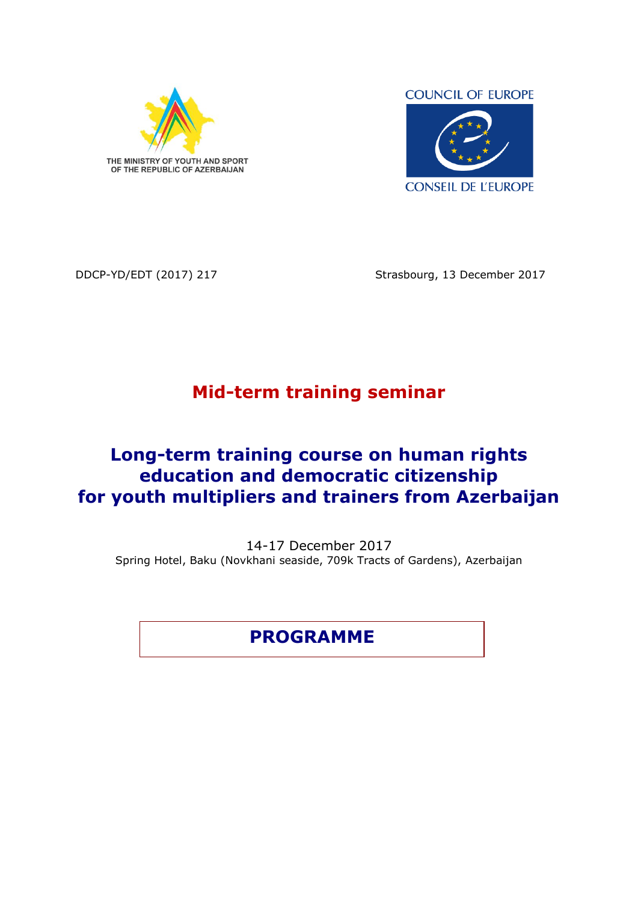THE MINISTRY OF YOUTH AND SPORT
OF THE REPUBLIC OF AZERBAIJAN

COUNCIL OF EUROPE

CONSEIL DE L'EUROPE

DDCP-YD/EDT (2017) 217

Strasbourg, 13 December 2017

# Mid-term training seminar

# Long-term training course on human rights education and democratic citizenship for youth multipliers and trainers from Azerbaijan

14-17 December 2017

Spring Hotel, Baku (Novkhani seaside, 709k Tracts of Gardens), Azerbaijan

## PROGRAMME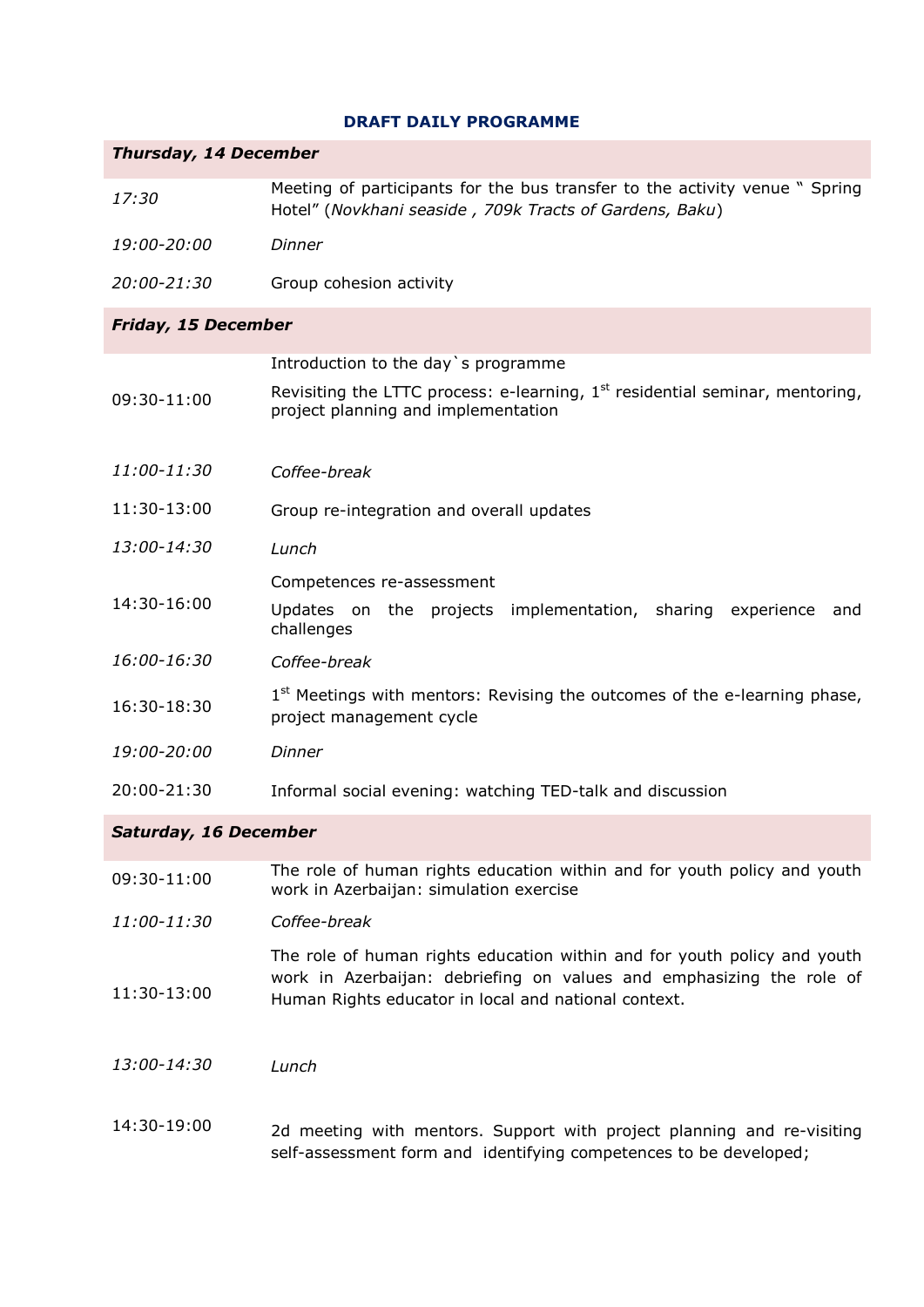## DRAFT DAILY PROGRAMME

| ***Thursday, 14 December*** | |
|---|---|
| *17:30* | Meeting of participants for the bus transfer to the activity venue " Spring Hotel" (*Novkhani seaside , 709k Tracts of Gardens, Baku*) |
| *19:00-20:00* | *Dinner* |
| *20:00-21:30* | Group cohesion activity |
| ***Friday, 15 December*** | |
| 09:30-11:00 | Introduction to the day`s programme<br>Revisiting the LTTC process: e-learning, 1st residential seminar, mentoring, project planning and implementation |
| *11:00-11:30* | *Coffee-break* |
| 11:30-13:00 | Group re-integration and overall updates |
| *13:00-14:30* | *Lunch* |
| 14:30-16:00 | Competences re-assessment<br>Updates on the projects implementation, sharing experience and challenges |
| *16:00-16:30* | *Coffee-break* |
| 16:30-18:30 | 1st Meetings with mentors: Revising the outcomes of the e-learning phase, project management cycle |
| *19:00-20:00* | *Dinner* |
| 20:00-21:30 | Informal social evening: watching TED-talk and discussion |
| ***Saturday, 16 December*** | |
| 09:30-11:00 | The role of human rights education within and for youth policy and youth work in Azerbaijan: simulation exercise |
| *11:00-11:30* | *Coffee-break* |
| 11:30-13:00 | The role of human rights education within and for youth policy and youth work in Azerbaijan: debriefing on values and emphasizing the role of Human Rights educator in local and national context. |
| *13:00-14:30* | *Lunch* |
| 14:30-19:00 | 2d meeting with mentors. Support with project planning and re-visiting self-assessment form and identifying competences to be developed; |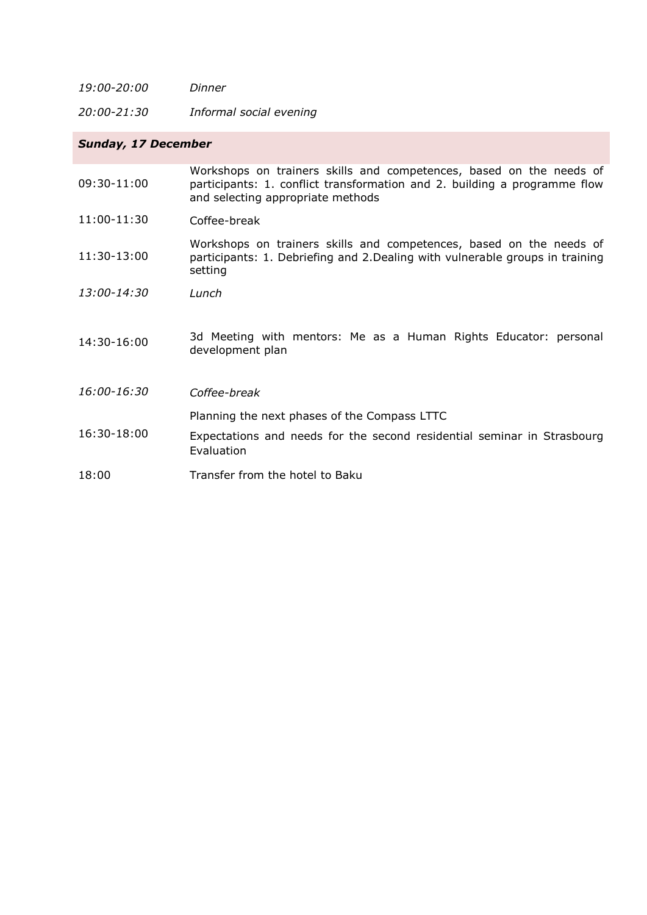| | |
|---|---|
| *19:00-20:00* | *Dinner* |
| *20:00-21:30* | *Informal social evening* |

***Sunday, 17 December***

| | |
|---|---|
| 09:30-11:00 | Workshops on trainers skills and competences, based on the needs of participants: 1. conflict transformation and 2. building a programme flow and selecting appropriate methods |
| 11:00-11:30 | Coffee-break |
| 11:30-13:00 | Workshops on trainers skills and competences, based on the needs of participants: 1. Debriefing and 2.Dealing with vulnerable groups in training setting |
| *13:00-14:30* | *Lunch* |
| 14:30-16:00 | 3d Meeting with mentors: Me as a Human Rights Educator: personal development plan |
| *16:00-16:30* | *Coffee-break* |
| 16:30-18:00 | Planning the next phases of the Compass LTTC<br>Expectations and needs for the second residential seminar in Strasbourg<br>Evaluation |
| 18:00 | Transfer from the hotel to Baku |